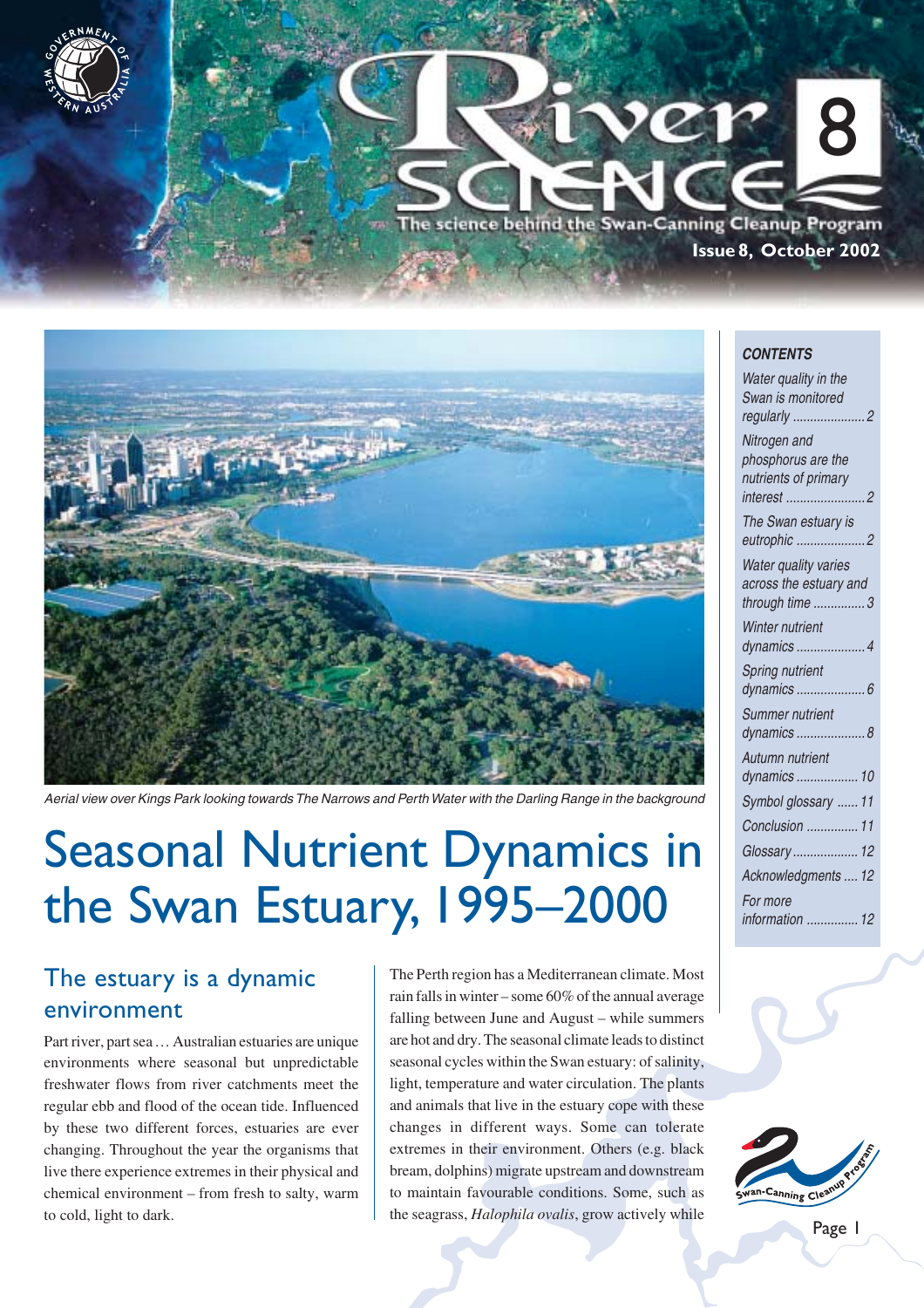# River Science

The science behind the Swan-Canning Cleanup Program

**Issue 8, October 2002**

Aerial view over Kings Park looking towards The Narrows and Perth Water with the Darling Range in the background

*CONTENTS*

- *Water quality in the Swan is monitored regularly* ..... 2
- *Nitrogen and phosphorus are the nutrients of primary interest* ..... 2
- *The Swan estuary is eutrophic* ..... 2
- *Water quality varies across the estuary and through time* ..... 3
- *Winter nutrient dynamics* ..... 4
- *Spring nutrient dynamics* ..... 6
- *Summer nutrient dynamics* ..... 8
- *Autumn nutrient dynamics* ..... 10
- *Symbol glossary* ..... 11
- *Conclusion* ..... 11
- *Glossary* ..... 12
- *Acknowledgments* ..... 12
- *For more information* ..... 12

# Seasonal Nutrient Dynamics in the Swan Estuary, 1995–2000

## The estuary is a dynamic environment

Part river, part sea … Australian estuaries are unique environments where seasonal but unpredictable freshwater flows from river catchments meet the regular ebb and flood of the ocean tide. Influenced by these two different forces, estuaries are ever changing. Throughout the year the organisms that live there experience extremes in their physical and chemical environment – from fresh to salty, warm to cold, light to dark.

The Perth region has a Mediterranean climate. Most rain falls in winter – some 60% of the annual average falling between June and August – while summers are hot and dry. The seasonal climate leads to distinct seasonal cycles within the Swan estuary: of salinity, light, temperature and water circulation. The plants and animals that live in the estuary cope with these changes in different ways. Some can tolerate extremes in their environment. Others (e.g. black bream, dolphins) migrate upstream and downstream to maintain favourable conditions. Some, such as the seagrass, *Halophila ovalis*, grow actively while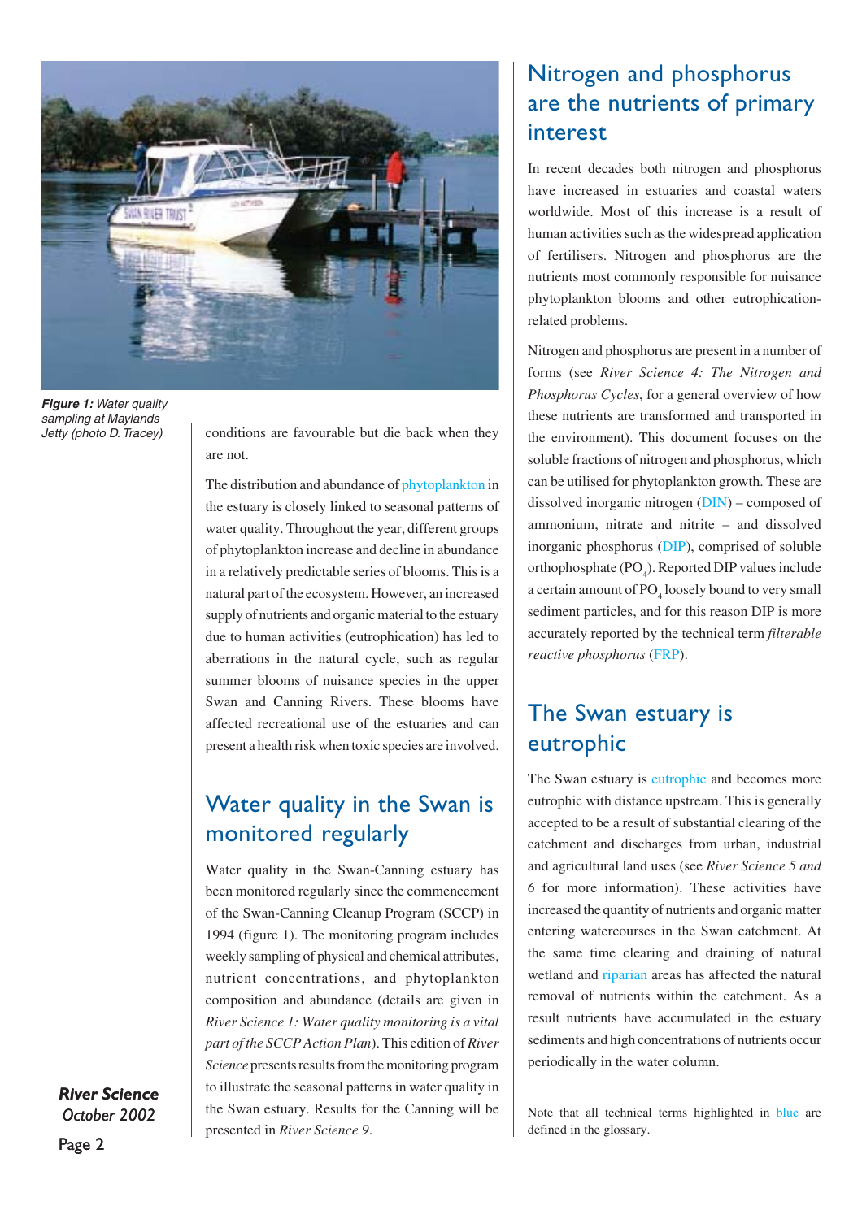*Figure 1: Water quality sampling at Maylands Jetty (photo D. Tracey)*

conditions are favourable but die back when they are not.

The distribution and abundance of phytoplankton in the estuary is closely linked to seasonal patterns of water quality. Throughout the year, different groups of phytoplankton increase and decline in abundance in a relatively predictable series of blooms. This is a natural part of the ecosystem. However, an increased supply of nutrients and organic material to the estuary due to human activities (eutrophication) has led to aberrations in the natural cycle, such as regular summer blooms of nuisance species in the upper Swan and Canning Rivers. These blooms have affected recreational use of the estuaries and can present a health risk when toxic species are involved.

## Water quality in the Swan is monitored regularly

Water quality in the Swan-Canning estuary has been monitored regularly since the commencement of the Swan-Canning Cleanup Program (SCCP) in 1994 (figure 1). The monitoring program includes weekly sampling of physical and chemical attributes, nutrient concentrations, and phytoplankton composition and abundance (details are given in *River Science 1: Water quality monitoring is a vital part of the SCCP Action Plan*). This edition of *River Science* presents results from the monitoring program to illustrate the seasonal patterns in water quality in the Swan estuary. Results for the Canning will be presented in *River Science 9*.

## Nitrogen and phosphorus are the nutrients of primary interest

In recent decades both nitrogen and phosphorus have increased in estuaries and coastal waters worldwide. Most of this increase is a result of human activities such as the widespread application of fertilisers. Nitrogen and phosphorus are the nutrients most commonly responsible for nuisance phytoplankton blooms and other eutrophication-related problems.

Nitrogen and phosphorus are present in a number of forms (see *River Science 4: The Nitrogen and Phosphorus Cycles*, for a general overview of how these nutrients are transformed and transported in the environment). This document focuses on the soluble fractions of nitrogen and phosphorus, which can be utilised for phytoplankton growth. These are dissolved inorganic nitrogen (DIN) – composed of ammonium, nitrate and nitrite – and dissolved inorganic phosphorus (DIP), comprised of soluble orthophosphate ($PO_4$). Reported DIP values include a certain amount of $PO_4$ loosely bound to very small sediment particles, and for this reason DIP is more accurately reported by the technical term *filterable reactive phosphorus* (FRP).

## The Swan estuary is eutrophic

The Swan estuary is eutrophic and becomes more eutrophic with distance upstream. This is generally accepted to be a result of substantial clearing of the catchment and discharges from urban, industrial and agricultural land uses (see *River Science 5 and 6* for more information). These activities have increased the quantity of nutrients and organic matter entering watercourses in the Swan catchment. At the same time clearing and draining of natural wetland and riparian areas has affected the natural removal of nutrients within the catchment. As a result nutrients have accumulated in the estuary sediments and high concentrations of nutrients occur periodically in the water column.

Note that all technical terms highlighted in blue are defined in the glossary.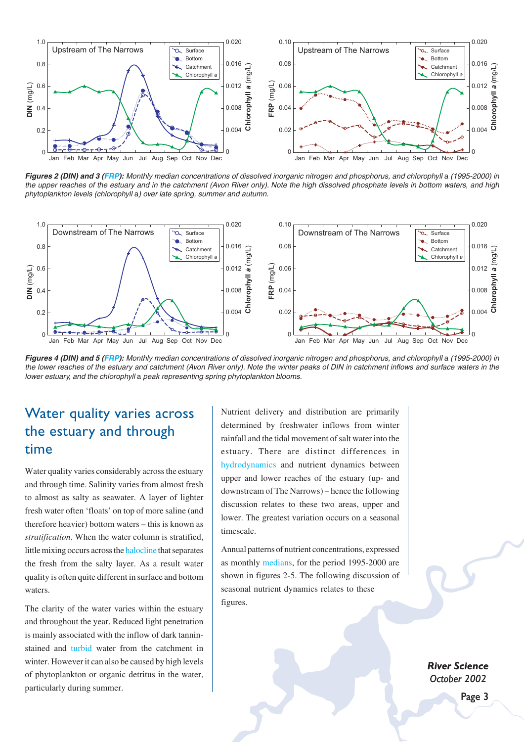***Figures 2 (DIN) and 3 (FRP):** Monthly median concentrations of dissolved inorganic nitrogen and phosphorus, and chlorophyll* a *(1995-2000) in the upper reaches of the estuary and in the catchment (Avon River only). Note the high dissolved phosphate levels in bottom waters, and high phytoplankton levels (chlorophyll* a*) over late spring, summer and autumn.*

***Figures 4 (DIN) and 5 (FRP):** Monthly median concentrations of dissolved inorganic nitrogen and phosphorus, and chlorophyll* a *(1995-2000) in the lower reaches of the estuary and catchment (Avon River only). Note the winter peaks of DIN in catchment inflows and surface waters in the lower estuary, and the chlorophyll* a *peak representing spring phytoplankton blooms.*

## Water quality varies across the estuary and through time

Water quality varies considerably across the estuary and through time. Salinity varies from almost fresh to almost as salty as seawater. A layer of lighter fresh water often 'floats' on top of more saline (and therefore heavier) bottom waters – this is known as *stratification*. When the water column is stratified, little mixing occurs across the halocline that separates the fresh from the salty layer. As a result water quality is often quite different in surface and bottom waters.

The clarity of the water varies within the estuary and throughout the year. Reduced light penetration is mainly associated with the inflow of dark tannin-stained and turbid water from the catchment in winter. However it can also be caused by high levels of phytoplankton or organic detritus in the water, particularly during summer.

Nutrient delivery and distribution are primarily determined by freshwater inflows from winter rainfall and the tidal movement of salt water into the estuary. There are distinct differences in hydrodynamics and nutrient dynamics between upper and lower reaches of the estuary (up- and downstream of The Narrows) – hence the following discussion relates to these two areas, upper and lower. The greatest variation occurs on a seasonal timescale.

Annual patterns of nutrient concentrations, expressed as monthly medians, for the period 1995-2000 are shown in figures 2-5. The following discussion of seasonal nutrient dynamics relates to these figures.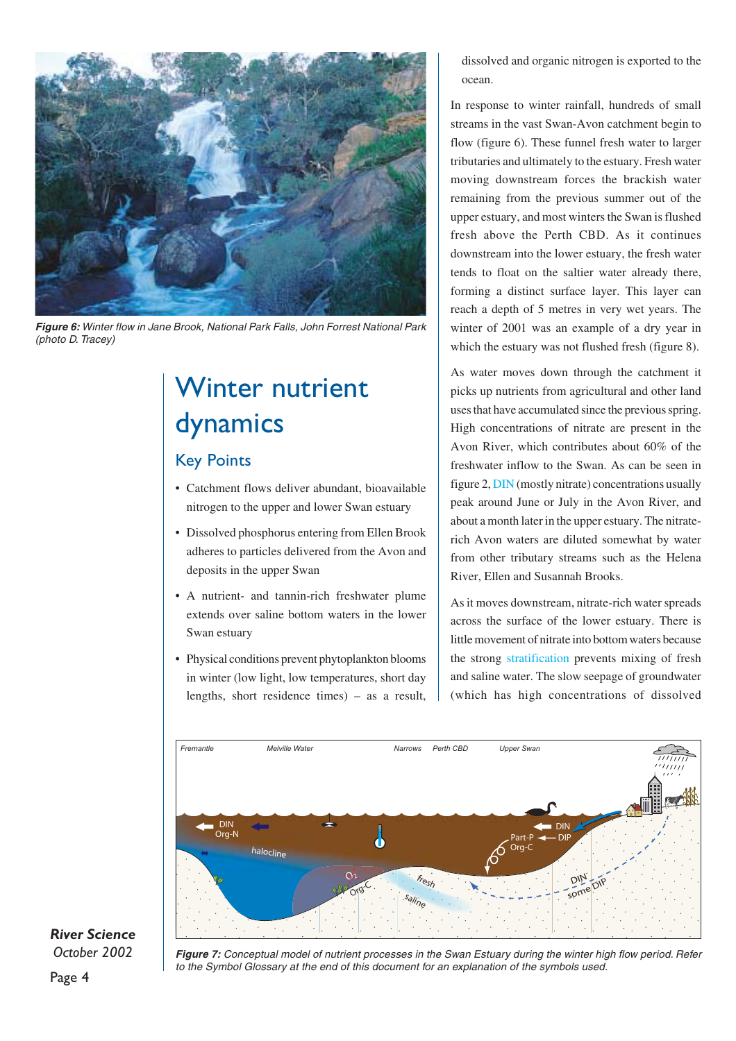*Figure 6: Winter flow in Jane Brook, National Park Falls, John Forrest National Park (photo D. Tracey)*

# Winter nutrient dynamics

## Key Points

- Catchment flows deliver abundant, bioavailable nitrogen to the upper and lower Swan estuary
- Dissolved phosphorus entering from Ellen Brook adheres to particles delivered from the Avon and deposits in the upper Swan
- A nutrient- and tannin-rich freshwater plume extends over saline bottom waters in the lower Swan estuary
- Physical conditions prevent phytoplankton blooms in winter (low light, low temperatures, short day lengths, short residence times) – as a result, dissolved and organic nitrogen is exported to the ocean.

In response to winter rainfall, hundreds of small streams in the vast Swan-Avon catchment begin to flow (figure 6). These funnel fresh water to larger tributaries and ultimately to the estuary. Fresh water moving downstream forces the brackish water remaining from the previous summer out of the upper estuary, and most winters the Swan is flushed fresh above the Perth CBD. As it continues downstream into the lower estuary, the fresh water tends to float on the saltier water already there, forming a distinct surface layer. This layer can reach a depth of 5 metres in very wet years. The winter of 2001 was an example of a dry year in which the estuary was not flushed fresh (figure 8).

As water moves down through the catchment it picks up nutrients from agricultural and other land uses that have accumulated since the previous spring. High concentrations of nitrate are present in the Avon River, which contributes about 60% of the freshwater inflow to the Swan. As can be seen in figure 2, DIN (mostly nitrate) concentrations usually peak around June or July in the Avon River, and about a month later in the upper estuary. The nitrate-rich Avon waters are diluted somewhat by water from other tributary streams such as the Helena River, Ellen and Susannah Brooks.

As it moves downstream, nitrate-rich water spreads across the surface of the lower estuary. There is little movement of nitrate into bottom waters because the strong stratification prevents mixing of fresh and saline water. The slow seepage of groundwater (which has high concentrations of dissolved

*Figure 7: Conceptual model of nutrient processes in the Swan Estuary during the winter high flow period. Refer to the Symbol Glossary at the end of this document for an explanation of the symbols used.*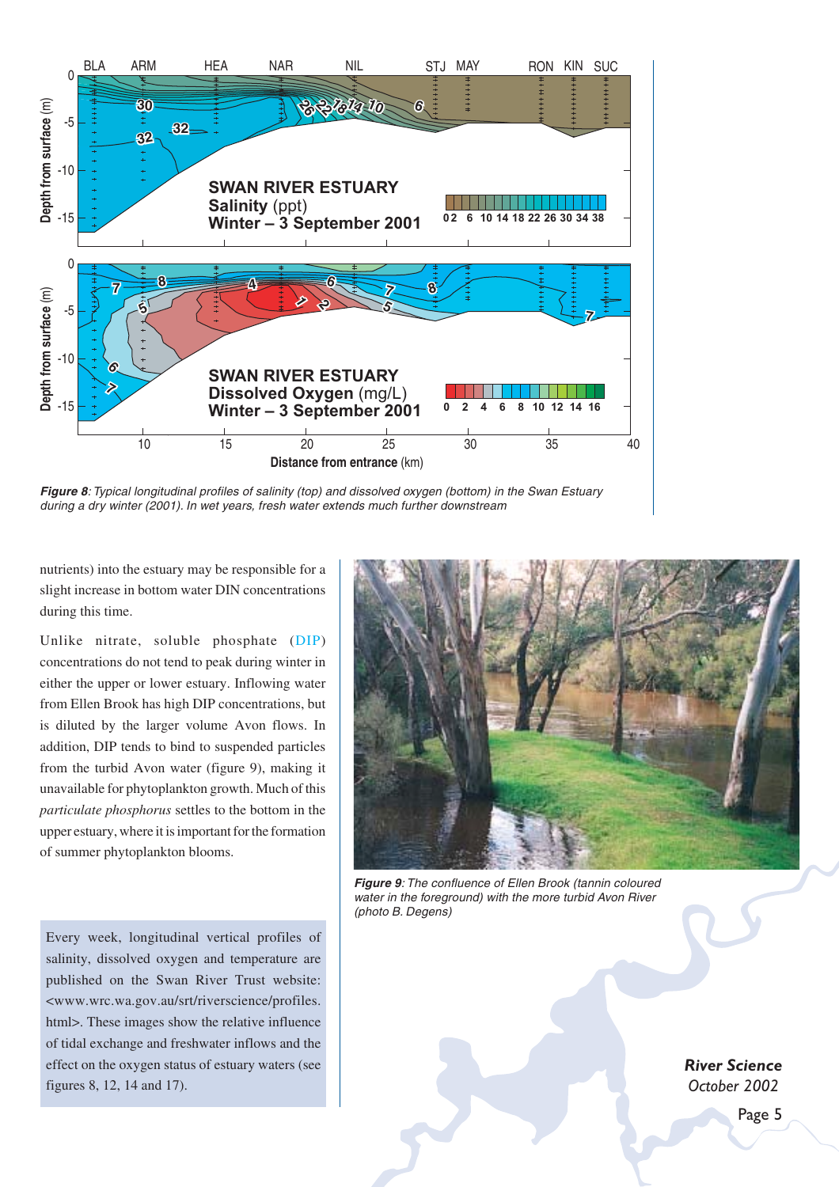*Figure 8: Typical longitudinal profiles of salinity (top) and dissolved oxygen (bottom) in the Swan Estuary during a dry winter (2001). In wet years, fresh water extends much further downstream*

nutrients) into the estuary may be responsible for a slight increase in bottom water DIN concentrations during this time.

Unlike nitrate, soluble phosphate (DIP) concentrations do not tend to peak during winter in either the upper or lower estuary. Inflowing water from Ellen Brook has high DIP concentrations, but is diluted by the larger volume Avon flows. In addition, DIP tends to bind to suspended particles from the turbid Avon water (figure 9), making it unavailable for phytoplankton growth. Much of this *particulate phosphorus* settles to the bottom in the upper estuary, where it is important for the formation of summer phytoplankton blooms.

Every week, longitudinal vertical profiles of salinity, dissolved oxygen and temperature are published on the Swan River Trust website: <www.wrc.wa.gov.au/srt/riverscience/profiles.html>. These images show the relative influence of tidal exchange and freshwater inflows and the effect on the oxygen status of estuary waters (see figures 8, 12, 14 and 17).

*Figure 9: The confluence of Ellen Brook (tannin coloured water in the foreground) with the more turbid Avon River (photo B. Degens)*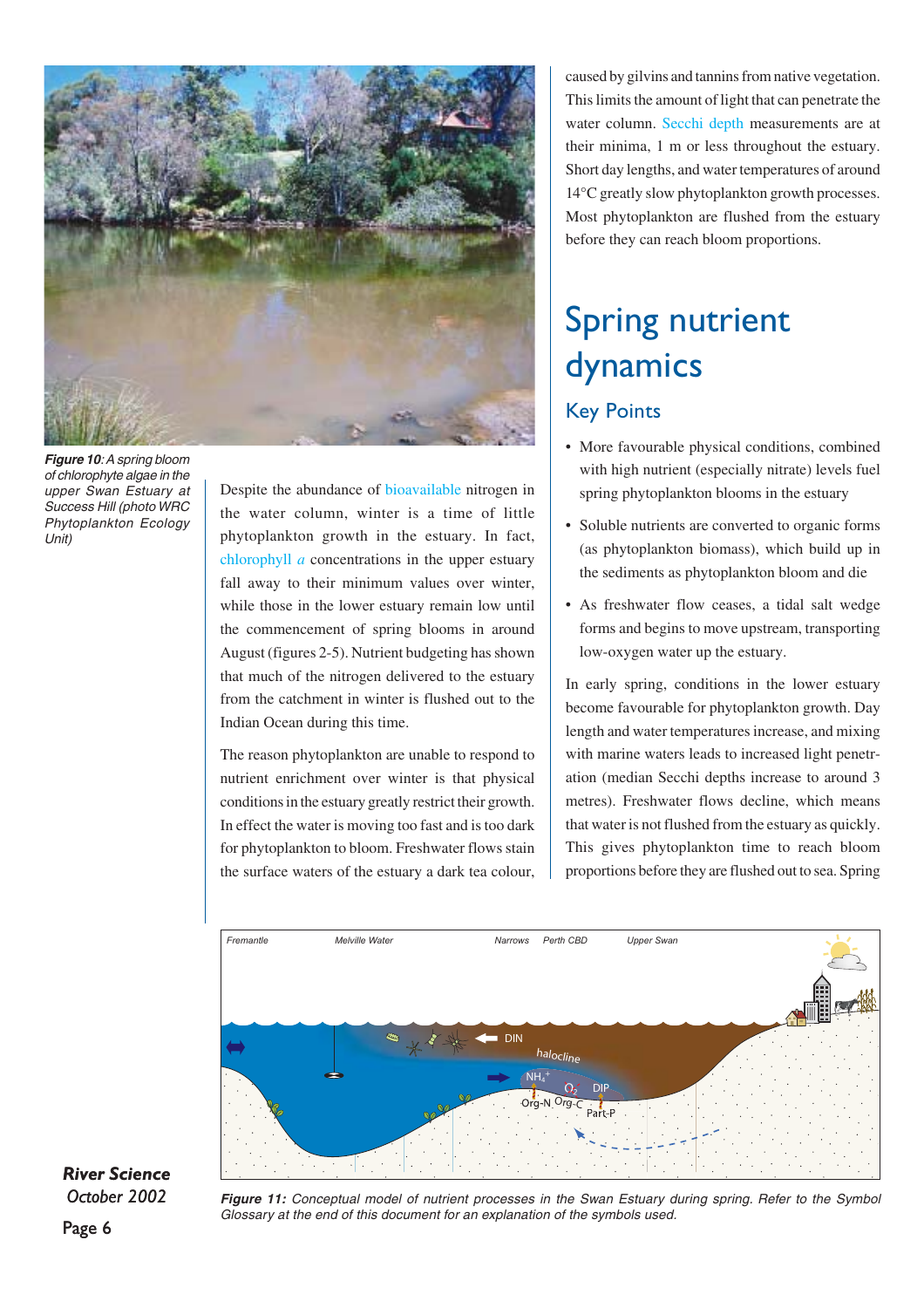*Figure 10: A spring bloom of chlorophyte algae in the upper Swan Estuary at Success Hill (photo WRC Phytoplankton Ecology Unit)*

Despite the abundance of bioavailable nitrogen in the water column, winter is a time of little phytoplankton growth in the estuary. In fact, chlorophyll *a* concentrations in the upper estuary fall away to their minimum values over winter, while those in the lower estuary remain low until the commencement of spring blooms in around August (figures 2-5). Nutrient budgeting has shown that much of the nitrogen delivered to the estuary from the catchment in winter is flushed out to the Indian Ocean during this time.

The reason phytoplankton are unable to respond to nutrient enrichment over winter is that physical conditions in the estuary greatly restrict their growth. In effect the water is moving too fast and is too dark for phytoplankton to bloom. Freshwater flows stain the surface waters of the estuary a dark tea colour, caused by gilvins and tannins from native vegetation. This limits the amount of light that can penetrate the water column. Secchi depth measurements are at their minima, 1 m or less throughout the estuary. Short day lengths, and water temperatures of around 14°C greatly slow phytoplankton growth processes. Most phytoplankton are flushed from the estuary before they can reach bloom proportions.

# Spring nutrient dynamics

## Key Points

- More favourable physical conditions, combined with high nutrient (especially nitrate) levels fuel spring phytoplankton blooms in the estuary
- Soluble nutrients are converted to organic forms (as phytoplankton biomass), which build up in the sediments as phytoplankton bloom and die
- As freshwater flow ceases, a tidal salt wedge forms and begins to move upstream, transporting low-oxygen water up the estuary.

In early spring, conditions in the lower estuary become favourable for phytoplankton growth. Day length and water temperatures increase, and mixing with marine waters leads to increased light penetration (median Secchi depths increase to around 3 metres). Freshwater flows decline, which means that water is not flushed from the estuary as quickly. This gives phytoplankton time to reach bloom proportions before they are flushed out to sea. Spring

*Figure 11: Conceptual model of nutrient processes in the Swan Estuary during spring. Refer to the Symbol Glossary at the end of this document for an explanation of the symbols used.*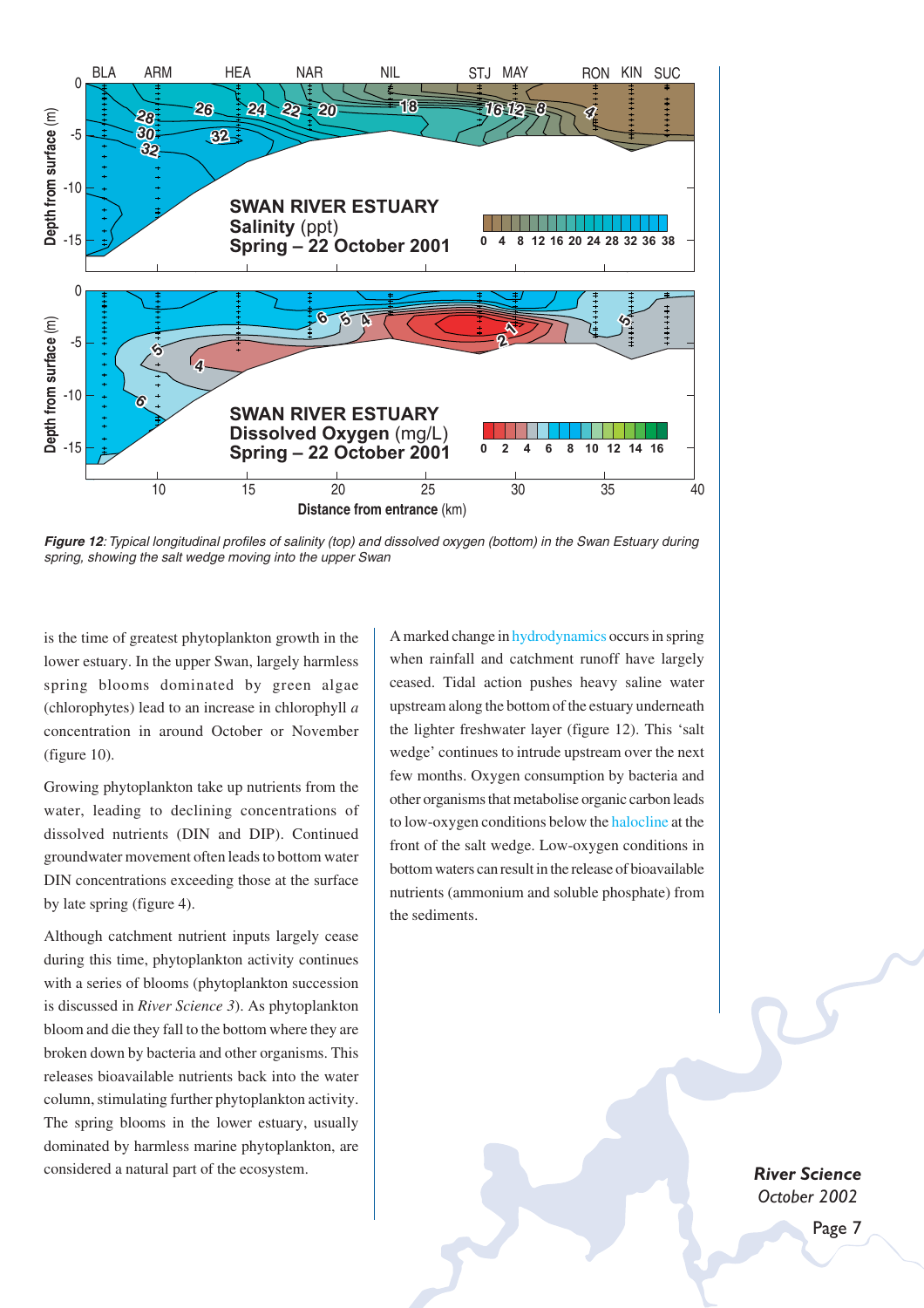*Figure 12: Typical longitudinal profiles of salinity (top) and dissolved oxygen (bottom) in the Swan Estuary during spring, showing the salt wedge moving into the upper Swan*

is the time of greatest phytoplankton growth in the lower estuary. In the upper Swan, largely harmless spring blooms dominated by green algae (chlorophytes) lead to an increase in chlorophyll *a* concentration in around October or November (figure 10).

Growing phytoplankton take up nutrients from the water, leading to declining concentrations of dissolved nutrients (DIN and DIP). Continued groundwater movement often leads to bottom water DIN concentrations exceeding those at the surface by late spring (figure 4).

Although catchment nutrient inputs largely cease during this time, phytoplankton activity continues with a series of blooms (phytoplankton succession is discussed in *River Science 3*). As phytoplankton bloom and die they fall to the bottom where they are broken down by bacteria and other organisms. This releases bioavailable nutrients back into the water column, stimulating further phytoplankton activity. The spring blooms in the lower estuary, usually dominated by harmless marine phytoplankton, are considered a natural part of the ecosystem.

A marked change in hydrodynamics occurs in spring when rainfall and catchment runoff have largely ceased. Tidal action pushes heavy saline water upstream along the bottom of the estuary underneath the lighter freshwater layer (figure 12). This 'salt wedge' continues to intrude upstream over the next few months. Oxygen consumption by bacteria and other organisms that metabolise organic carbon leads to low-oxygen conditions below the halocline at the front of the salt wedge. Low-oxygen conditions in bottom waters can result in the release of bioavailable nutrients (ammonium and soluble phosphate) from the sediments.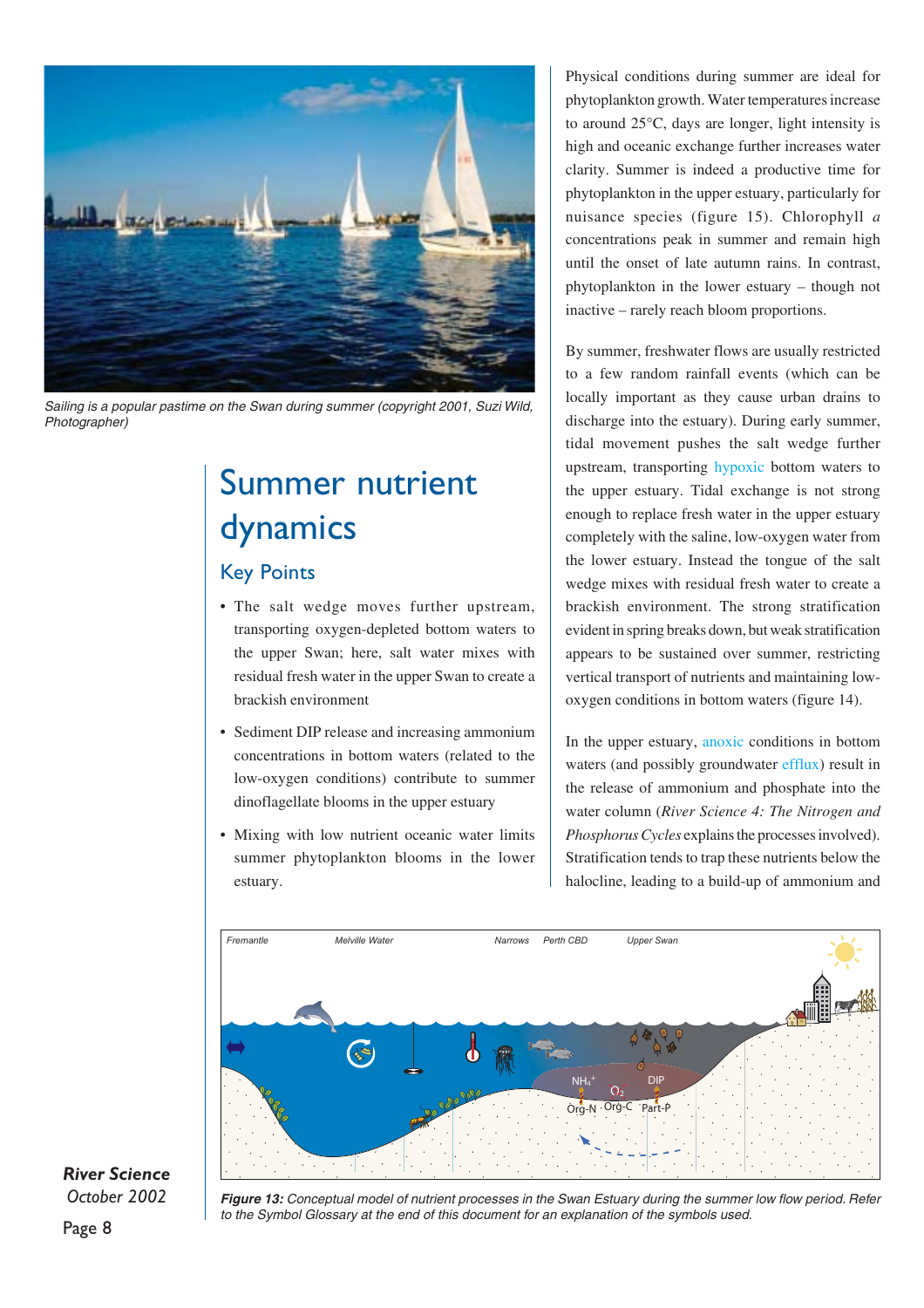Sailing is a popular pastime on the Swan during summer (copyright 2001, Suzi Wild, Photographer)

# Summer nutrient dynamics

## Key Points

- The salt wedge moves further upstream, transporting oxygen-depleted bottom waters to the upper Swan; here, salt water mixes with residual fresh water in the upper Swan to create a brackish environment
- Sediment DIP release and increasing ammonium concentrations in bottom waters (related to the low-oxygen conditions) contribute to summer dinoflagellate blooms in the upper estuary
- Mixing with low nutrient oceanic water limits summer phytoplankton blooms in the lower estuary.

Physical conditions during summer are ideal for phytoplankton growth. Water temperatures increase to around 25°C, days are longer, light intensity is high and oceanic exchange further increases water clarity. Summer is indeed a productive time for phytoplankton in the upper estuary, particularly for nuisance species (figure 15). Chlorophyll *a* concentrations peak in summer and remain high until the onset of late autumn rains. In contrast, phytoplankton in the lower estuary – though not inactive – rarely reach bloom proportions.

By summer, freshwater flows are usually restricted to a few random rainfall events (which can be locally important as they cause urban drains to discharge into the estuary). During early summer, tidal movement pushes the salt wedge further upstream, transporting hypoxic bottom waters to the upper estuary. Tidal exchange is not strong enough to replace fresh water in the upper estuary completely with the saline, low-oxygen water from the lower estuary. Instead the tongue of the salt wedge mixes with residual fresh water to create a brackish environment. The strong stratification evident in spring breaks down, but weak stratification appears to be sustained over summer, restricting vertical transport of nutrients and maintaining low-oxygen conditions in bottom waters (figure 14).

In the upper estuary, anoxic conditions in bottom waters (and possibly groundwater efflux) result in the release of ammonium and phosphate into the water column (*River Science 4: The Nitrogen and Phosphorus Cycles* explains the processes involved). Stratification tends to trap these nutrients below the halocline, leading to a build-up of ammonium and

*Figure 13:* Conceptual model of nutrient processes in the Swan Estuary during the summer low flow period. Refer to the Symbol Glossary at the end of this document for an explanation of the symbols used.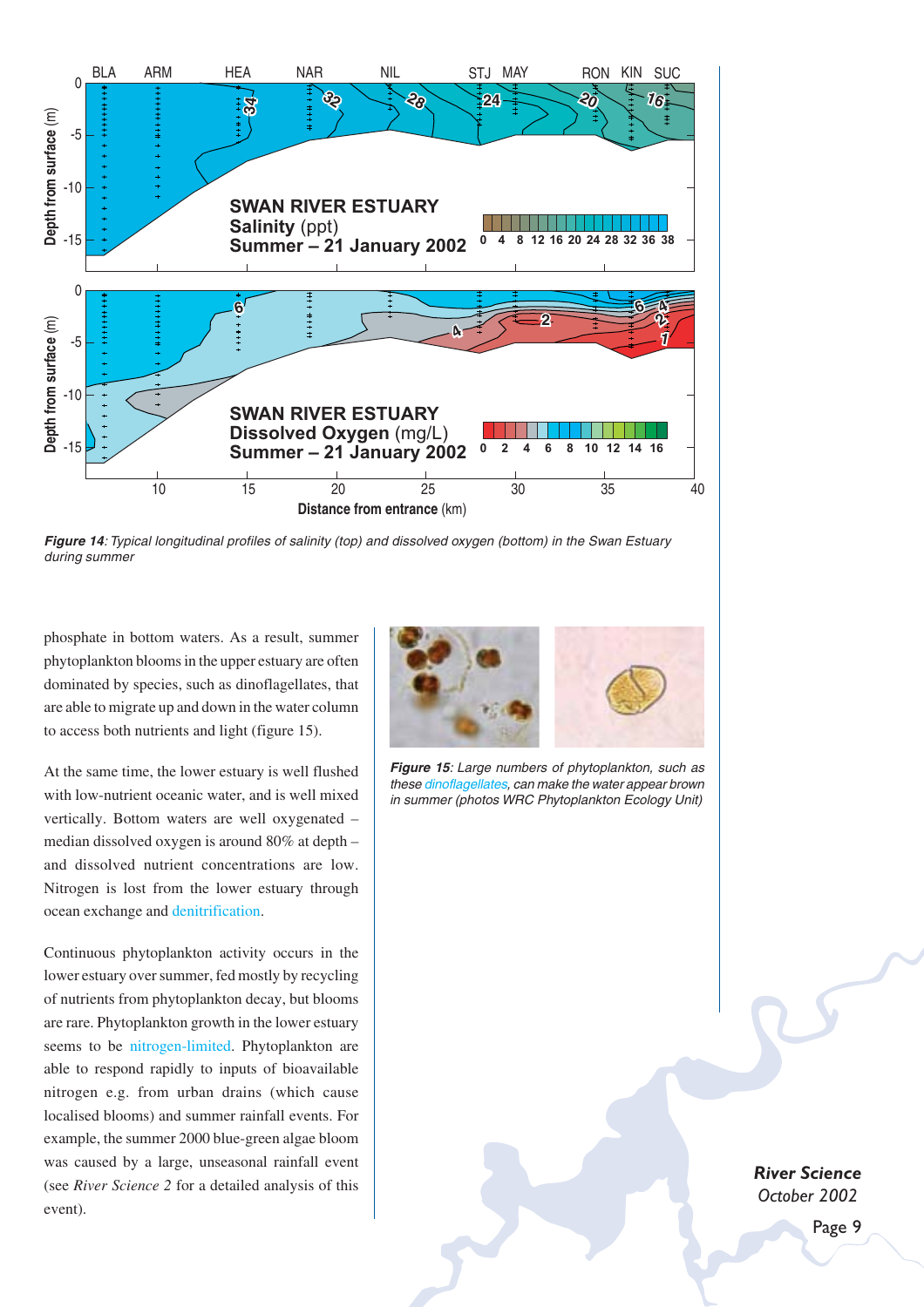*Figure 14: Typical longitudinal profiles of salinity (top) and dissolved oxygen (bottom) in the Swan Estuary during summer*

phosphate in bottom waters. As a result, summer phytoplankton blooms in the upper estuary are often dominated by species, such as dinoflagellates, that are able to migrate up and down in the water column to access both nutrients and light (figure 15).

At the same time, the lower estuary is well flushed with low-nutrient oceanic water, and is well mixed vertically. Bottom waters are well oxygenated – median dissolved oxygen is around 80% at depth – and dissolved nutrient concentrations are low. Nitrogen is lost from the lower estuary through ocean exchange and denitrification.

Continuous phytoplankton activity occurs in the lower estuary over summer, fed mostly by recycling of nutrients from phytoplankton decay, but blooms are rare. Phytoplankton growth in the lower estuary seems to be nitrogen-limited. Phytoplankton are able to respond rapidly to inputs of bioavailable nitrogen e.g. from urban drains (which cause localised blooms) and summer rainfall events. For example, the summer 2000 blue-green algae bloom was caused by a large, unseasonal rainfall event (see *River Science 2* for a detailed analysis of this event).

*Figure 15: Large numbers of phytoplankton, such as these dinoflagellates, can make the water appear brown in summer (photos WRC Phytoplankton Ecology Unit)*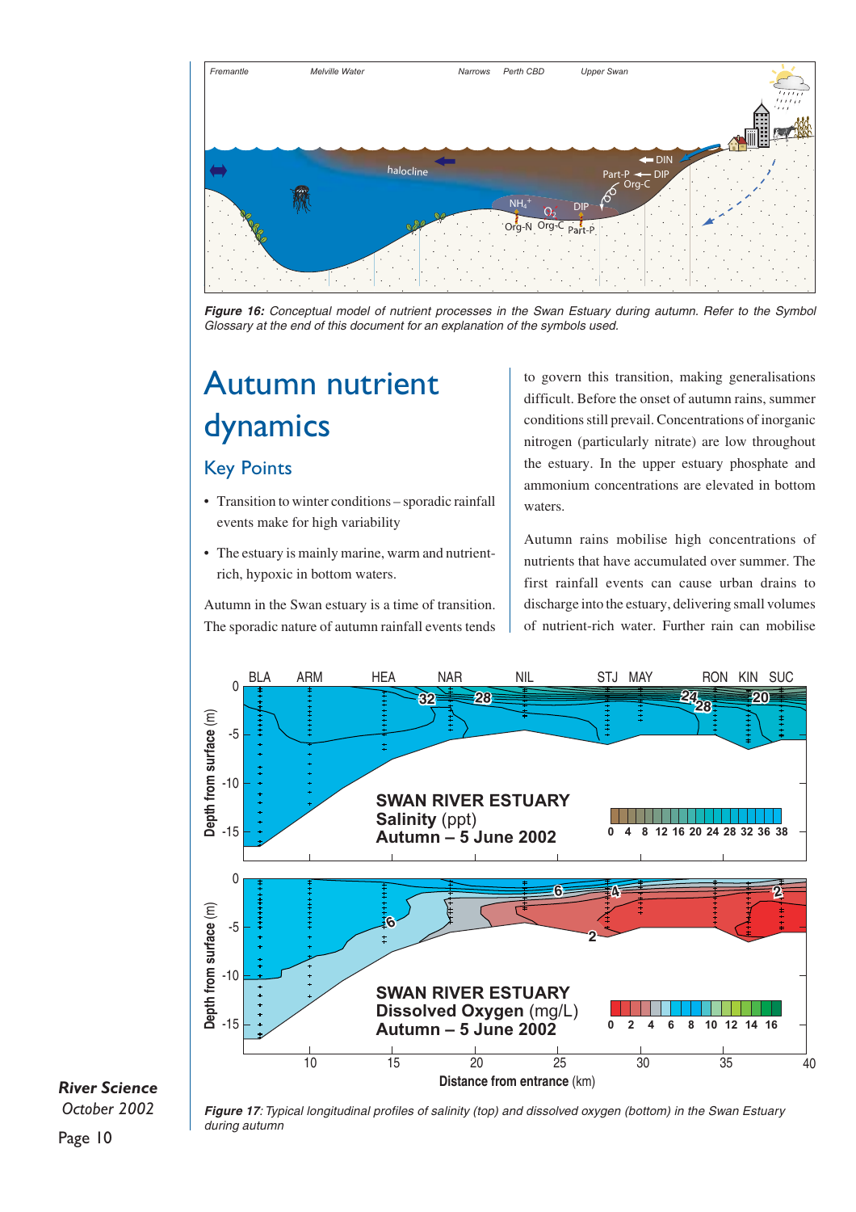*Figure 16: Conceptual model of nutrient processes in the Swan Estuary during autumn. Refer to the Symbol Glossary at the end of this document for an explanation of the symbols used.*

# Autumn nutrient dynamics

## Key Points

- Transition to winter conditions – sporadic rainfall events make for high variability
- The estuary is mainly marine, warm and nutrient-rich, hypoxic in bottom waters.

Autumn in the Swan estuary is a time of transition. The sporadic nature of autumn rainfall events tends to govern this transition, making generalisations difficult. Before the onset of autumn rains, summer conditions still prevail. Concentrations of inorganic nitrogen (particularly nitrate) are low throughout the estuary. In the upper estuary phosphate and ammonium concentrations are elevated in bottom waters.

Autumn rains mobilise high concentrations of nutrients that have accumulated over summer. The first rainfall events can cause urban drains to discharge into the estuary, delivering small volumes of nutrient-rich water. Further rain can mobilise

*Figure 17: Typical longitudinal profiles of salinity (top) and dissolved oxygen (bottom) in the Swan Estuary during autumn*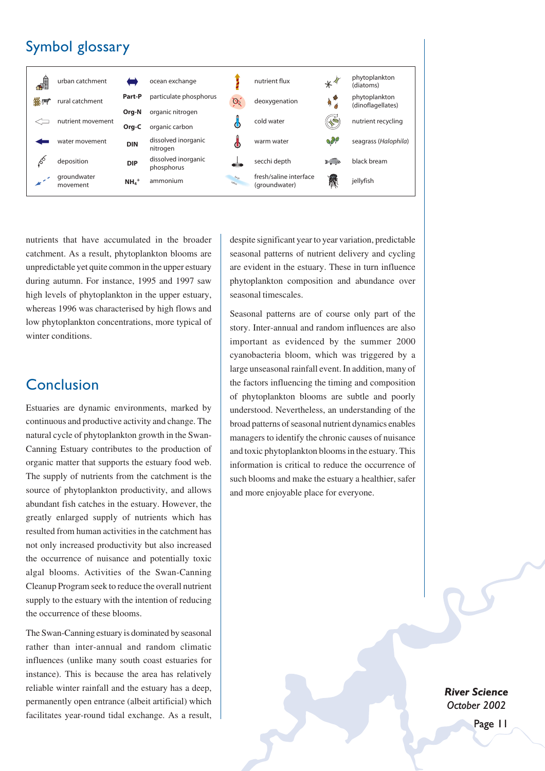## Symbol glossary

| Symbol | Meaning | Symbol | Meaning | Symbol | Meaning | Symbol | Meaning |
|---|---|---|---|---|---|---|---|
| | urban catchment | | ocean exchange | | nutrient flux | | phytoplankton (diatoms) |
| | rural catchment | Part-P | particulate phosphorus | | deoxygenation | | phytoplankton (dinoflagellates) |
| | | Org-N | organic nitrogen | | | | |
| | nutrient movement | Org-C | organic carbon | | cold water | | nutrient recycling |
| | water movement | DIN | dissolved inorganic nitrogen | | warm water | | seagrass (*Halophila*) |
| | deposition | DIP | dissolved inorganic phosphorus | | secchi depth | | black bream |
| | groundwater movement | $NH_4^+$ | ammonium | | fresh/saline interface (groundwater) | | jellyfish |

nutrients that have accumulated in the broader catchment. As a result, phytoplankton blooms are unpredictable yet quite common in the upper estuary during autumn. For instance, 1995 and 1997 saw high levels of phytoplankton in the upper estuary, whereas 1996 was characterised by high flows and low phytoplankton concentrations, more typical of winter conditions.

## Conclusion

Estuaries are dynamic environments, marked by continuous and productive activity and change. The natural cycle of phytoplankton growth in the Swan-Canning Estuary contributes to the production of organic matter that supports the estuary food web. The supply of nutrients from the catchment is the source of phytoplankton productivity, and allows abundant fish catches in the estuary. However, the greatly enlarged supply of nutrients which has resulted from human activities in the catchment has not only increased productivity but also increased the occurrence of nuisance and potentially toxic algal blooms. Activities of the Swan-Canning Cleanup Program seek to reduce the overall nutrient supply to the estuary with the intention of reducing the occurrence of these blooms.

The Swan-Canning estuary is dominated by seasonal rather than inter-annual and random climatic influences (unlike many south coast estuaries for instance). This is because the area has relatively reliable winter rainfall and the estuary has a deep, permanently open entrance (albeit artificial) which facilitates year-round tidal exchange. As a result, despite significant year to year variation, predictable seasonal patterns of nutrient delivery and cycling are evident in the estuary. These in turn influence phytoplankton composition and abundance over seasonal timescales.

Seasonal patterns are of course only part of the story. Inter-annual and random influences are also important as evidenced by the summer 2000 cyanobacteria bloom, which was triggered by a large unseasonal rainfall event. In addition, many of the factors influencing the timing and composition of phytoplankton blooms are subtle and poorly understood. Nevertheless, an understanding of the broad patterns of seasonal nutrient dynamics enables managers to identify the chronic causes of nuisance and toxic phytoplankton blooms in the estuary. This information is critical to reduce the occurrence of such blooms and make the estuary a healthier, safer and more enjoyable place for everyone.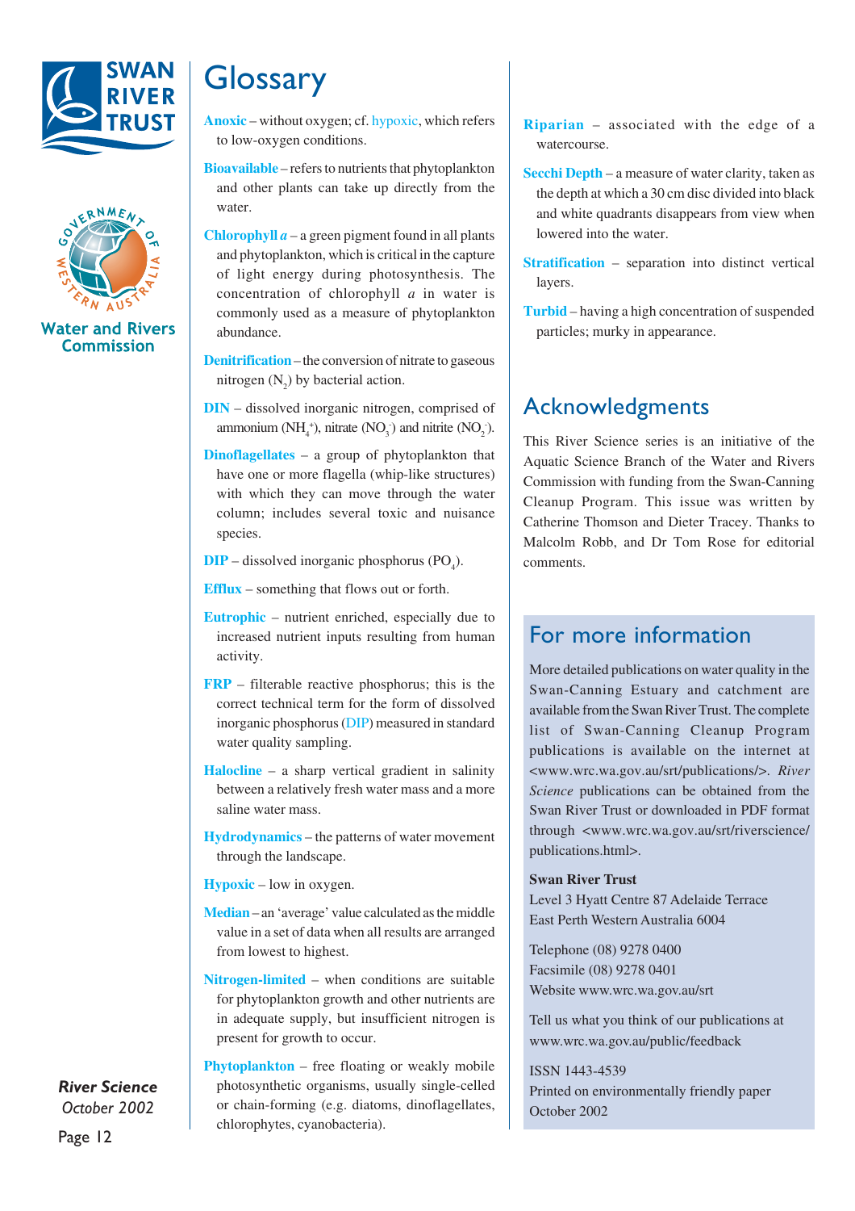# Glossary

**Anoxic** – without oxygen; cf. hypoxic, which refers to low-oxygen conditions.

**Bioavailable** – refers to nutrients that phytoplankton and other plants can take up directly from the water.

**Chlorophyll *a*** – a green pigment found in all plants and phytoplankton, which is critical in the capture of light energy during photosynthesis. The concentration of chlorophyll *a* in water is commonly used as a measure of phytoplankton abundance.

**Denitrification** – the conversion of nitrate to gaseous nitrogen ($N_2$) by bacterial action.

**DIN** – dissolved inorganic nitrogen, comprised of ammonium ($NH_4^+$), nitrate ($NO_3^-$) and nitrite ($NO_2^-$).

**Dinoflagellates** – a group of phytoplankton that have one or more flagella (whip-like structures) with which they can move through the water column; includes several toxic and nuisance species.

**DIP** – dissolved inorganic phosphorus ($PO_4$).

**Efflux** – something that flows out or forth.

**Eutrophic** – nutrient enriched, especially due to increased nutrient inputs resulting from human activity.

**FRP** – filterable reactive phosphorus; this is the correct technical term for the form of dissolved inorganic phosphorus (DIP) measured in standard water quality sampling.

**Halocline** – a sharp vertical gradient in salinity between a relatively fresh water mass and a more saline water mass.

**Hydrodynamics** – the patterns of water movement through the landscape.

**Hypoxic** – low in oxygen.

**Median** – an 'average' value calculated as the middle value in a set of data when all results are arranged from lowest to highest.

**Nitrogen-limited** – when conditions are suitable for phytoplankton growth and other nutrients are in adequate supply, but insufficient nitrogen is present for growth to occur.

**Phytoplankton** – free floating or weakly mobile photosynthetic organisms, usually single-celled or chain-forming (e.g. diatoms, dinoflagellates, chlorophytes, cyanobacteria).

**Riparian** – associated with the edge of a watercourse.

**Secchi Depth** – a measure of water clarity, taken as the depth at which a 30 cm disc divided into black and white quadrants disappears from view when lowered into the water.

**Stratification** – separation into distinct vertical layers.

**Turbid** – having a high concentration of suspended particles; murky in appearance.

## Acknowledgments

This River Science series is an initiative of the Aquatic Science Branch of the Water and Rivers Commission with funding from the Swan-Canning Cleanup Program. This issue was written by Catherine Thomson and Dieter Tracey. Thanks to Malcolm Robb, and Dr Tom Rose for editorial comments.

## For more information

More detailed publications on water quality in the Swan-Canning Estuary and catchment are available from the Swan River Trust. The complete list of Swan-Canning Cleanup Program publications is available on the internet at <www.wrc.wa.gov.au/srt/publications/>. *River Science* publications can be obtained from the Swan River Trust or downloaded in PDF format through <www.wrc.wa.gov.au/srt/riverscience/publications.html>.

**Swan River Trust**
Level 3 Hyatt Centre 87 Adelaide Terrace
East Perth Western Australia 6004

Telephone (08) 9278 0400
Facsimile (08) 9278 0401
Website www.wrc.wa.gov.au/srt

Tell us what you think of our publications at www.wrc.wa.gov.au/public/feedback

ISSN 1443-4539
Printed on environmentally friendly paper
October 2002

*River Science*
*October 2002*